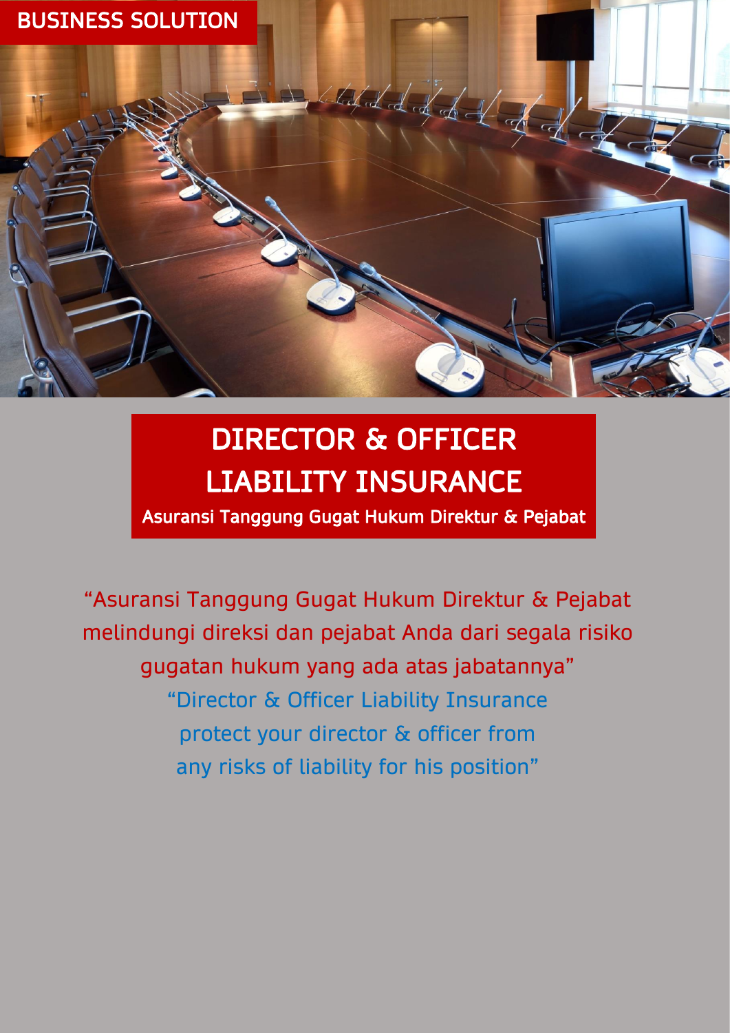BUSINESS SOLUTION

# DIRECTOR & OFFICER LIABILITY INSURANCE

## Asuransi Tanggung Gugat Hukum Direktur & Pejabat

"Asuransi Tanggung Gugat Hukum Direktur & Pejabat melindungi direksi dan pejabat Anda dari segala risiko gugatan hukum yang ada atas jabatannya"

"Director & Officer Liability Insurance protect your director & officer from any risks of liability for his position"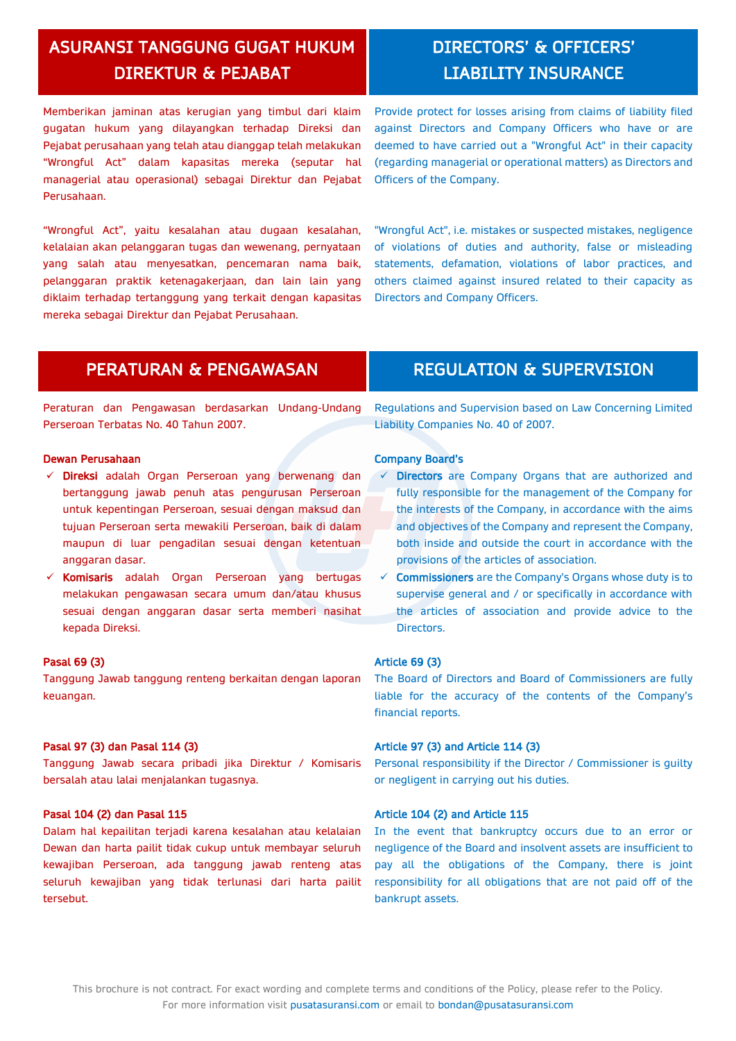## ASURANSI TANGGUNG GUGAT HUKUM DIREKTUR & PEJABAT

Memberikan jaminan atas kerugian yang timbul dari klaim gugatan hukum yang dilayangkan terhadap Direksi dan Pejabat perusahaan yang telah atau dianggap telah melakukan "Wrongful Act" dalam kapasitas mereka (seputar hal managerial atau operasional) sebagai Direktur dan Pejabat Perusahaan.

"Wrongful Act", yaitu kesalahan atau dugaan kesalahan, kelalaian akan pelanggaran tugas dan wewenang, pernyataan yang salah atau menyesatkan, pencemaran nama baik, pelanggaran praktik ketenagakerjaan, dan lain lain yang diklaim terhadap tertanggung yang terkait dengan kapasitas mereka sebagai Direktur dan Pejabat Perusahaan.

## DIRECTORS' & OFFICERS' LIABILITY INSURANCE

Provide protect for losses arising from claims of liability filed against Directors and Company Officers who have or are deemed to have carried out a "Wrongful Act" in their capacity (regarding managerial or operational matters) as Directors and Officers of the Company.

"Wrongful Act", i.e. mistakes or suspected mistakes, negligence of violations of duties and authority, false or misleading statements, defamation, violations of labor practices, and others claimed against insured related to their capacity as Directors and Company Officers.

## PERATURAN & PENGAWASAN

Peraturan dan Pengawasan berdasarkan Undang-Undang Perseroan Terbatas No. 40 Tahun 2007.

**Dewan Perusahaan**

- ✓ **Direksi** adalah Organ Perseroan yang berwenang dan bertanggung jawab penuh atas pengurusan Perseroan untuk kepentingan Perseroan, sesuai dengan maksud dan tujuan Perseroan serta mewakili Perseroan, baik di dalam maupun di luar pengadilan sesuai dengan ketentuan anggaran dasar.
- ✓ **Komisaris** adalah Organ Perseroan yang bertugas melakukan pengawasan secara umum dan/atau khusus sesuai dengan anggaran dasar serta memberi nasihat kepada Direksi.

**Pasal 69 (3)**
Tanggung Jawab tanggung renteng berkaitan dengan laporan keuangan.

**Pasal 97 (3) dan Pasal 114 (3)**
Tanggung Jawab secara pribadi jika Direktur / Komisaris bersalah atau lalai menjalankan tugasnya.

**Pasal 104 (2) dan Pasal 115**
Dalam hal kepailitan terjadi karena kesalahan atau kelalaian Dewan dan harta pailit tidak cukup untuk membayar seluruh kewajiban Perseroan, ada tanggung jawab renteng atas seluruh kewajiban yang tidak terlunasi dari harta pailit tersebut.

## REGULATION & SUPERVISION

Regulations and Supervision based on Law Concerning Limited Liability Companies No. 40 of 2007.

**Company Board's**

- ✓ **Directors** are Company Organs that are authorized and fully responsible for the management of the Company for the interests of the Company, in accordance with the aims and objectives of the Company and represent the Company, both inside and outside the court in accordance with the provisions of the articles of association.
- ✓ **Commissioners** are the Company's Organs whose duty is to supervise general and / or specifically in accordance with the articles of association and provide advice to the Directors.

**Article 69 (3)**
The Board of Directors and Board of Commissioners are fully liable for the accuracy of the contents of the Company's financial reports.

**Article 97 (3) and Article 114 (3)**
Personal responsibility if the Director / Commissioner is guilty or negligent in carrying out his duties.

**Article 104 (2) and Article 115**
In the event that bankruptcy occurs due to an error or negligence of the Board and insolvent assets are insufficient to pay all the obligations of the Company, there is joint responsibility for all obligations that are not paid off of the bankrupt assets.

This brochure is not contract. For exact wording and complete terms and conditions of the Policy, please refer to the Policy.
For more information visit pusatasuransi.com or email to bondan@pusatasuransi.com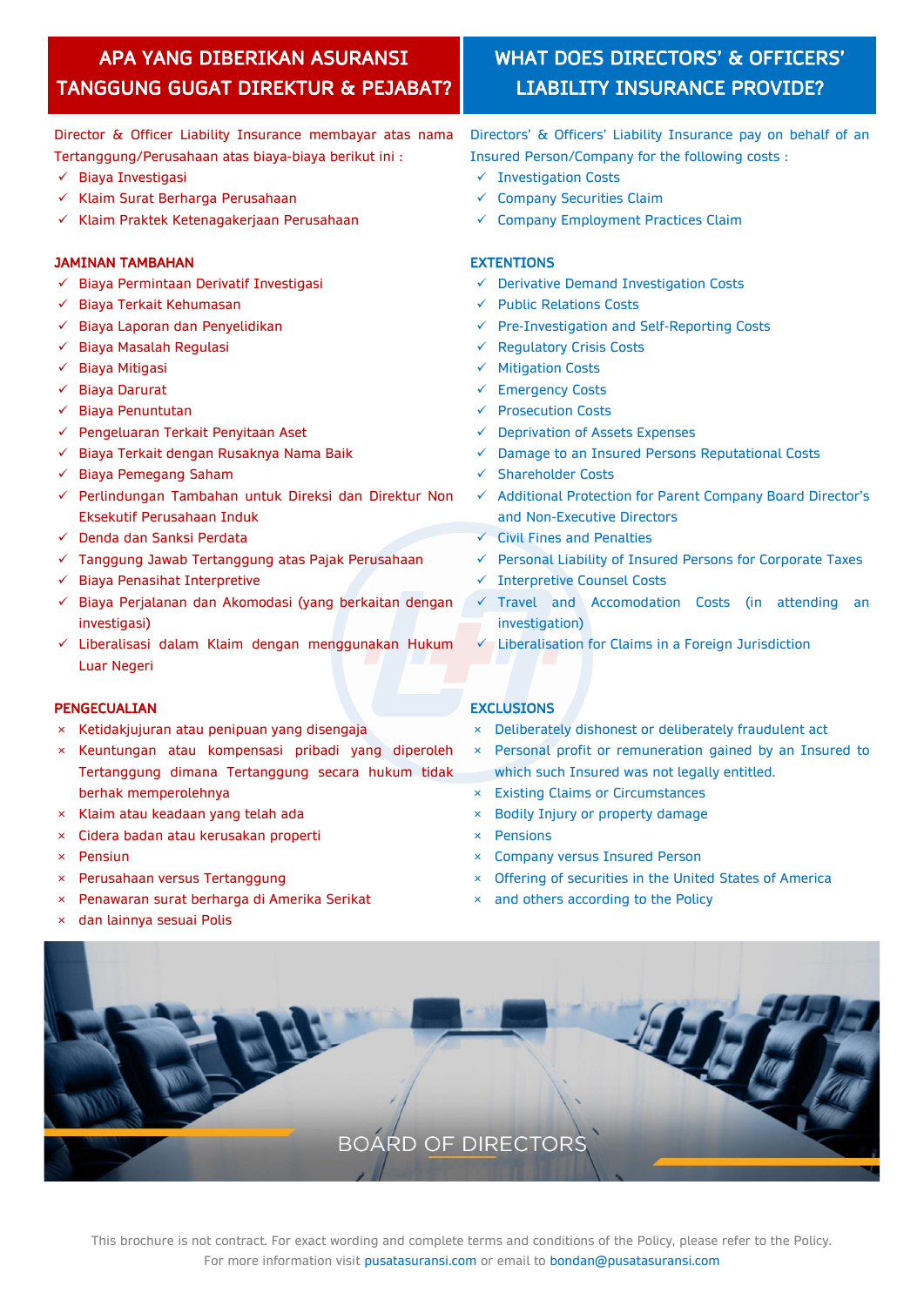## APA YANG DIBERIKAN ASURANSI TANGGUNG GUGAT DIREKTUR & PEJABAT?

Director & Officer Liability Insurance membayar atas nama Tertanggung/Perusahaan atas biaya-biaya berikut ini :

- ✓ Biaya Investigasi
- ✓ Klaim Surat Berharga Perusahaan
- ✓ Klaim Praktek Ketenagakerjaan Perusahaan

### JAMINAN TAMBAHAN

- ✓ Biaya Permintaan Derivatif Investigasi
- ✓ Biaya Terkait Kehumasan
- ✓ Biaya Laporan dan Penyelidikan
- ✓ Biaya Masalah Regulasi
- ✓ Biaya Mitigasi
- ✓ Biaya Darurat
- ✓ Biaya Penuntutan
- ✓ Pengeluaran Terkait Penyitaan Aset
- ✓ Biaya Terkait dengan Rusaknya Nama Baik
- ✓ Biaya Pemegang Saham
- ✓ Perlindungan Tambahan untuk Direksi dan Direktur Non Eksekutif Perusahaan Induk
- ✓ Denda dan Sanksi Perdata
- ✓ Tanggung Jawab Tertanggung atas Pajak Perusahaan
- ✓ Biaya Penasihat Interpretive
- ✓ Biaya Perjalanan dan Akomodasi (yang berkaitan dengan investigasi)
- ✓ Liberalisasi dalam Klaim dengan menggunakan Hukum Luar Negeri

### PENGECUALIAN

- × Ketidakjujuran atau penipuan yang disengaja
- × Keuntungan atau kompensasi pribadi yang diperoleh Tertanggung dimana Tertanggung secara hukum tidak berhak memperolehnya
- × Klaim atau keadaan yang telah ada
- × Cidera badan atau kerusakan properti
- × Pensiun
- × Perusahaan versus Tertanggung
- × Penawaran surat berharga di Amerika Serikat
- × dan lainnya sesuai Polis

## WHAT DOES DIRECTORS' & OFFICERS' LIABILITY INSURANCE PROVIDE?

Directors' & Officers' Liability Insurance pay on behalf of an Insured Person/Company for the following costs :

- ✓ Investigation Costs
- ✓ Company Securities Claim
- ✓ Company Employment Practices Claim

### EXTENTIONS

- ✓ Derivative Demand Investigation Costs
- ✓ Public Relations Costs
- ✓ Pre-Investigation and Self-Reporting Costs
- ✓ Regulatory Crisis Costs
- ✓ Mitigation Costs
- ✓ Emergency Costs
- ✓ Prosecution Costs
- ✓ Deprivation of Assets Expenses
- ✓ Damage to an Insured Persons Reputational Costs
- ✓ Shareholder Costs
- ✓ Additional Protection for Parent Company Board Director's and Non-Executive Directors
- ✓ Civil Fines and Penalties
- ✓ Personal Liability of Insured Persons for Corporate Taxes
- ✓ Interpretive Counsel Costs
- ✓ Travel and Accomodation Costs (in attending an investigation)
- ✓ Liberalisation for Claims in a Foreign Jurisdiction

### EXCLUSIONS

- × Deliberately dishonest or deliberately fraudulent act
- × Personal profit or remuneration gained by an Insured to which such Insured was not legally entitled.
- × Existing Claims or Circumstances
- × Bodily Injury or property damage
- × Pensions
- × Company versus Insured Person
- × Offering of securities in the United States of America
- × and others according to the Policy

BOARD OF DIRECTORS

This brochure is not contract. For exact wording and complete terms and conditions of the Policy, please refer to the Policy.
For more information visit pusatasuransi.com or email to bondan@pusatasuransi.com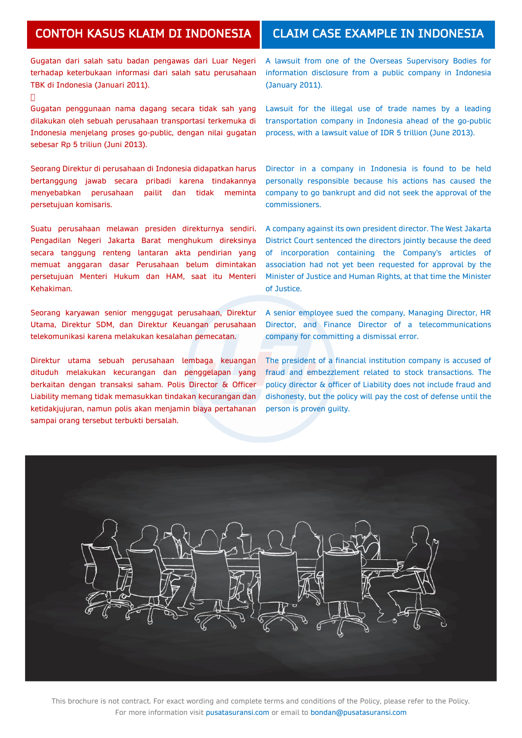## CONTOH KASUS KLAIM DI INDONESIA

Gugatan dari salah satu badan pengawas dari Luar Negeri terhadap keterbukaan informasi dari salah satu perusahaan TBK di Indonesia (Januari 2011).

Gugatan penggunaan nama dagang secara tidak sah yang dilakukan oleh sebuah perusahaan transportasi terkemuka di Indonesia menjelang proses go-public, dengan nilai gugatan sebesar Rp 5 triliun (Juni 2013).

Seorang Direktur di perusahaan di Indonesia didapatkan harus bertanggung jawab secara pribadi karena tindakannya menyebabkan perusahaan pailit dan tidak meminta persetujuan komisaris.

Suatu perusahaan melawan presiden direkturnya sendiri. Pengadilan Negeri Jakarta Barat menghukum direksinya secara tanggung renteng lantaran akta pendirian yang memuat anggaran dasar Perusahaan belum dimintakan persetujuan Menteri Hukum dan HAM, saat itu Menteri Kehakiman.

Seorang karyawan senior menggugat perusahaan, Direktur Utama, Direktur SDM, dan Direktur Keuangan perusahaan telekomunikasi karena melakukan kesalahan pemecatan.

Direktur utama sebuah perusahaan lembaga keuangan dituduh melakukan kecurangan dan penggelapan yang berkaitan dengan transaksi saham. Polis Director & Officer Liability memang tidak memasukkan tindakan kecurangan dan ketidakjujuran, namun polis akan menjamin biaya pertahanan sampai orang tersebut terbukti bersalah.

## CLAIM CASE EXAMPLE IN INDONESIA

A lawsuit from one of the Overseas Supervisory Bodies for information disclosure from a public company in Indonesia (January 2011).

Lawsuit for the illegal use of trade names by a leading transportation company in Indonesia ahead of the go-public process, with a lawsuit value of IDR 5 trillion (June 2013).

Director in a company in Indonesia is found to be held personally responsible because his actions has caused the company to go bankrupt and did not seek the approval of the commissioners.

A company against its own president director. The West Jakarta District Court sentenced the directors jointly because the deed of incorporation containing the Company's articles of association had not yet been requested for approval by the Minister of Justice and Human Rights, at that time the Minister of Justice.

A senior employee sued the company, Managing Director, HR Director, and Finance Director of a telecommunications company for committing a dismissal error.

The president of a financial institution company is accused of fraud and embezzlement related to stock transactions. The policy director & officer of Liability does not include fraud and dishonesty, but the policy will pay the cost of defense until the person is proven guilty.

This brochure is not contract. For exact wording and complete terms and conditions of the Policy, please refer to the Policy.
For more information visit pusatasuransi.com or email to bondan@pusatasuransi.com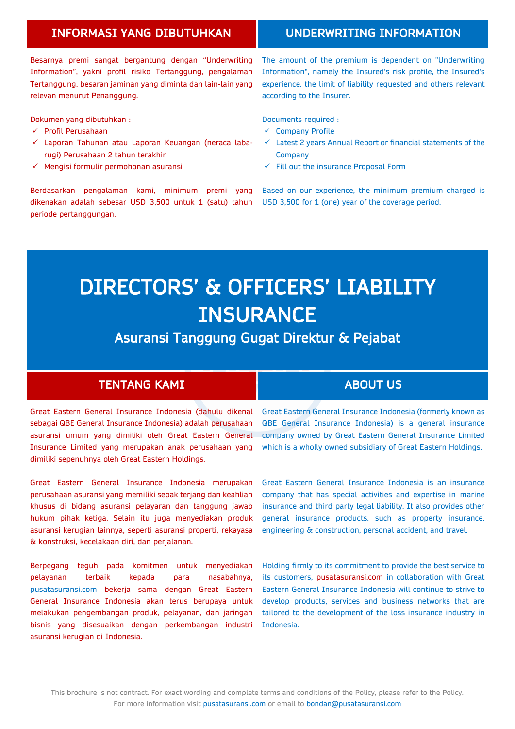## INFORMASI YANG DIBUTUHKAN

Besarnya premi sangat bergantung dengan "Underwriting Information", yakni profil risiko Tertanggung, pengalaman Tertanggung, besaran jaminan yang diminta dan lain-lain yang relevan menurut Penanggung.

Dokumen yang dibutuhkan :

- ✓ Profil Perusahaan
- ✓ Laporan Tahunan atau Laporan Keuangan (neraca laba-rugi) Perusahaan 2 tahun terakhir
- ✓ Mengisi formulir permohonan asuransi

Berdasarkan pengalaman kami, minimum premi yang dikenakan adalah sebesar USD 3,500 untuk 1 (satu) tahun periode pertanggungan.

## UNDERWRITING INFORMATION

The amount of the premium is dependent on "Underwriting Information", namely the Insured's risk profile, the Insured's experience, the limit of liability requested and others relevant according to the Insurer.

Documents required :

- ✓ Company Profile
- ✓ Latest 2 years Annual Report or financial statements of the Company
- ✓ Fill out the insurance Proposal Form

Based on our experience, the minimum premium charged is USD 3,500 for 1 (one) year of the coverage period.

# DIRECTORS' & OFFICERS' LIABILITY INSURANCE

## Asuransi Tanggung Gugat Direktur & Pejabat

## TENTANG KAMI

Great Eastern General Insurance Indonesia (dahulu dikenal sebagai QBE General Insurance Indonesia) adalah perusahaan asuransi umum yang dimiliki oleh Great Eastern General Insurance Limited yang merupakan anak perusahaan yang dimiliki sepenuhnya oleh Great Eastern Holdings.

Great Eastern General Insurance Indonesia merupakan perusahaan asuransi yang memiliki sepak terjang dan keahlian khusus di bidang asuransi pelayaran dan tanggung jawab hukum pihak ketiga. Selain itu juga menyediakan produk asuransi kerugian lainnya, seperti asuransi properti, rekayasa & konstruksi, kecelakaan diri, dan perjalanan.

Berpegang teguh pada komitmen untuk menyediakan pelayanan terbaik kepada para nasabahnya, pusatasuransi.com bekerja sama dengan Great Eastern General Insurance Indonesia akan terus berupaya untuk melakukan pengembangan produk, pelayanan, dan jaringan bisnis yang disesuaikan dengan perkembangan industri asuransi kerugian di Indonesia.

## ABOUT US

Great Eastern General Insurance Indonesia (formerly known as QBE General Insurance Indonesia) is a general insurance company owned by Great Eastern General Insurance Limited which is a wholly owned subsidiary of Great Eastern Holdings.

Great Eastern General Insurance Indonesia is an insurance company that has special activities and expertise in marine insurance and third party legal liability. It also provides other general insurance products, such as property insurance, engineering & construction, personal accident, and travel.

Holding firmly to its commitment to provide the best service to its customers, pusatasuransi.com in collaboration with Great Eastern General Insurance Indonesia will continue to strive to develop products, services and business networks that are tailored to the development of the loss insurance industry in Indonesia.

This brochure is not contract. For exact wording and complete terms and conditions of the Policy, please refer to the Policy.
For more information visit pusatasuransi.com or email to bondan@pusatasuransi.com